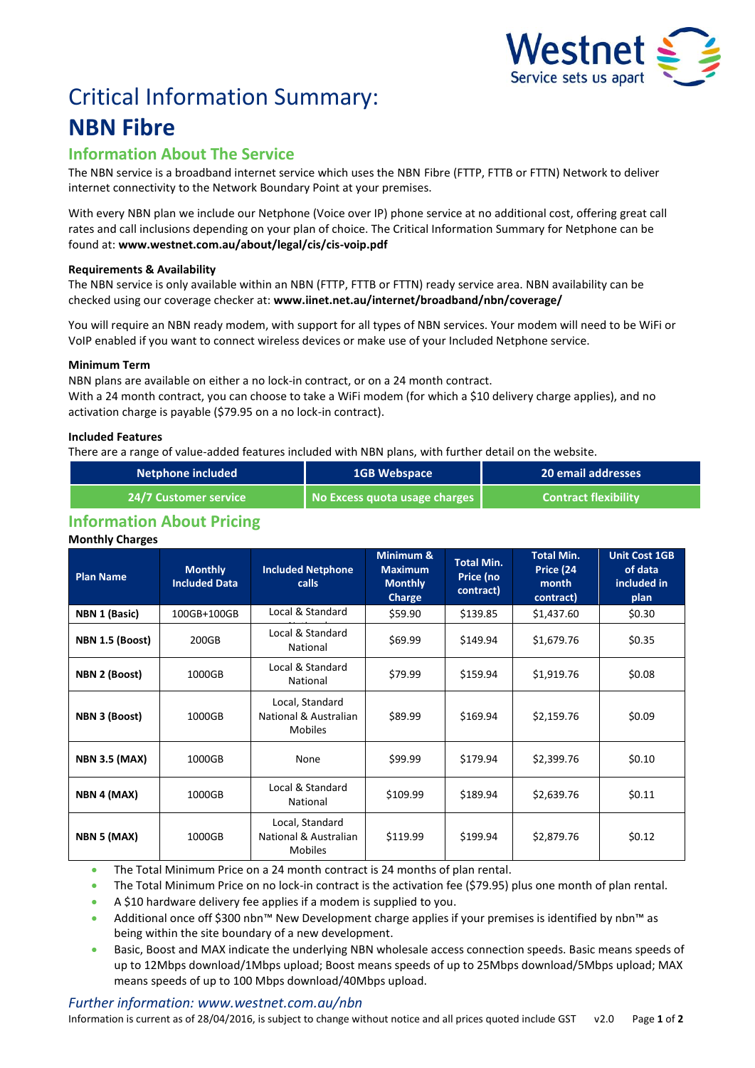# Critical Information Summary:

# NBN Fibre

## Information About The Service

The NBN service is a broadband internet service which uses the NBN Fibre (FTTP, FTTB or FTTN) Network to deliver internet connectivity to the Network Boundary Point at your premises.

With every NBN plan we include our Netphone (Voice over IP) phone service at no additional cost, offering great call rates and call inclusions depending on your plan of choice. The Critical Information Summary for Netphone can be found at: **www.westnet.com.au/about/legal/cis/cis-voip.pdf**

### Requirements & Availability

The NBN service is only available within an NBN (FTTP, FTTB or FTTN) ready service area. NBN availability can be checked using our coverage checker at: **www.iinet.net.au/internet/broadband/nbn/coverage/**

You will require an NBN ready modem, with support for all types of NBN services. Your modem will need to be WiFi or VoIP enabled if you want to connect wireless devices or make use of your Included Netphone service.

### Minimum Term

NBN plans are available on either a no lock-in contract, or on a 24 month contract.
With a 24 month contract, you can choose to take a WiFi modem (for which a $10 delivery charge applies), and no activation charge is payable ($79.95 on a no lock-in contract).

### Included Features

There are a range of value-added features included with NBN plans, with further detail on the website.

| Netphone included | 1GB Webspace | 20 email addresses |
|---|---|---|
| 24/7 Customer service | No Excess quota usage charges | Contract flexibility |

## Information About Pricing

### Monthly Charges

| Plan Name | Monthly Included Data | Included Netphone calls | Minimum & Maximum Monthly Charge | Total Min. Price (no contract) | Total Min. Price (24 month contract) | Unit Cost 1GB of data included in plan |
|---|---|---|---|---|---|---|
| **NBN 1 (Basic)** | 100GB+100GB | Local & Standard National | $59.90 | $139.85 | $1,437.60 | $0.30 |
| **NBN 1.5 (Boost)** | 200GB | Local & Standard National | $69.99 | $149.94 | $1,679.76 | $0.35 |
| **NBN 2 (Boost)** | 1000GB | Local & Standard National | $79.99 | $159.94 | $1,919.76 | $0.08 |
| **NBN 3 (Boost)** | 1000GB | Local, Standard National & Australian Mobiles | $89.99 | $169.94 | $2,159.76 | $0.09 |
| **NBN 3.5 (MAX)** | 1000GB | None | $99.99 | $179.94 | $2,399.76 | $0.10 |
| **NBN 4 (MAX)** | 1000GB | Local & Standard National | $109.99 | $189.94 | $2,639.76 | $0.11 |
| **NBN 5 (MAX)** | 1000GB | Local, Standard National & Australian Mobiles | $119.99 | $199.94 | $2,879.76 | $0.12 |

- The Total Minimum Price on a 24 month contract is 24 months of plan rental.
- The Total Minimum Price on no lock-in contract is the activation fee ($79.95) plus one month of plan rental.
- A $10 hardware delivery fee applies if a modem is supplied to you.
- Additional once off $300 nbn™ New Development charge applies if your premises is identified by nbn™ as being within the site boundary of a new development.
- Basic, Boost and MAX indicate the underlying NBN wholesale access connection speeds. Basic means speeds of up to 12Mbps download/1Mbps upload; Boost means speeds of up to 25Mbps download/5Mbps upload; MAX means speeds of up to 100 Mbps download/40Mbps upload.

*Further information: www.westnet.com.au/nbn*

Information is current as of 28/04/2016, is subject to change without notice and all prices quoted include GST v2.0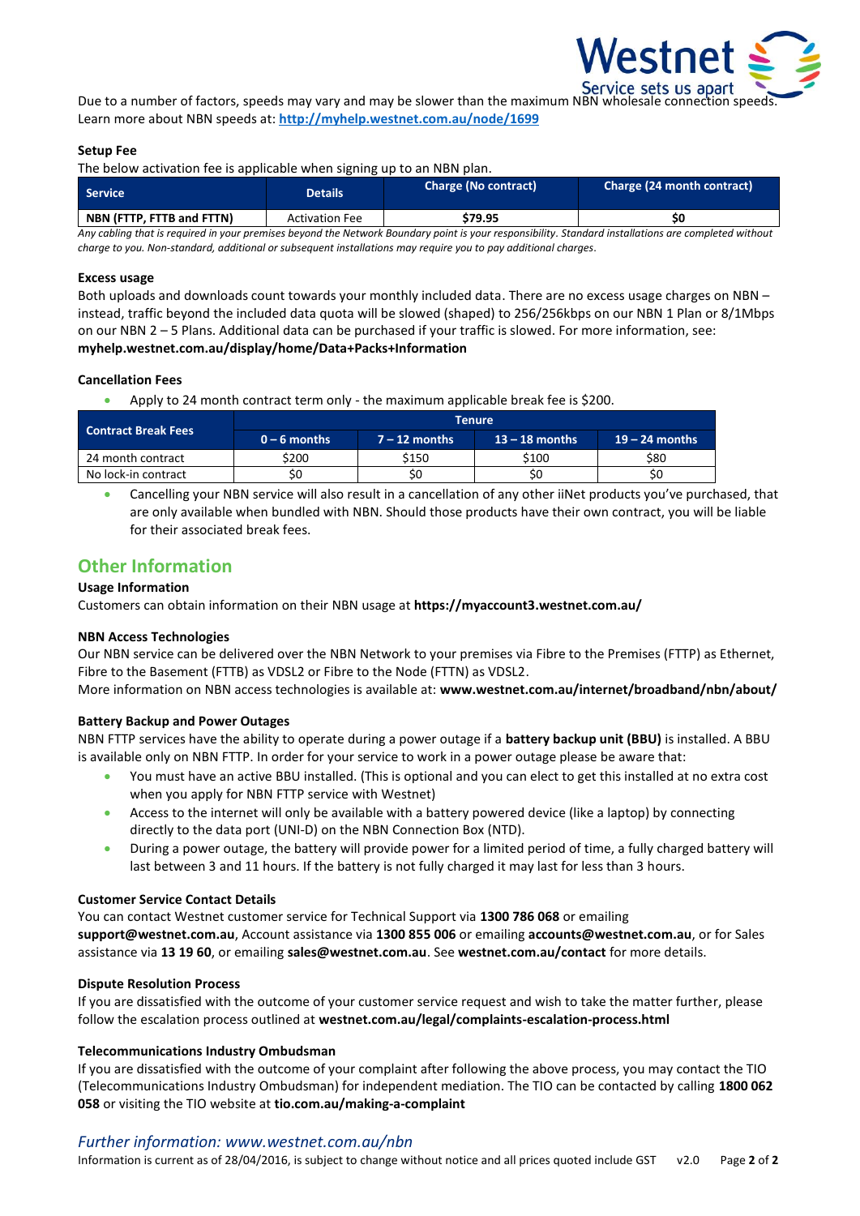Due to a number of factors, speeds may vary and may be slower than the maximum NBN wholesale connection speeds. Learn more about NBN speeds at: **http://myhelp.westnet.com.au/node/1699**

**Setup Fee**

The below activation fee is applicable when signing up to an NBN plan.

| Service | Details | Charge (No contract) | Charge (24 month contract) |
|---|---|---|---|
| NBN (FTTP, FTTB and FTTN) | Activation Fee | $79.95 | $0 |

*Any cabling that is required in your premises beyond the Network Boundary point is your responsibility. Standard installations are completed without charge to you. Non-standard, additional or subsequent installations may require you to pay additional charges.*

**Excess usage**

Both uploads and downloads count towards your monthly included data. There are no excess usage charges on NBN – instead, traffic beyond the included data quota will be slowed (shaped) to 256/256kbps on our NBN 1 Plan or 8/1Mbps on our NBN 2 – 5 Plans. Additional data can be purchased if your traffic is slowed. For more information, see: **myhelp.westnet.com.au/display/home/Data+Packs+Information**

**Cancellation Fees**

- Apply to 24 month contract term only - the maximum applicable break fee is $200.

| Contract Break Fees | Tenure | | | |
|---|---|---|---|---|
| | 0 – 6 months | 7 – 12 months | 13 – 18 months | 19 – 24 months |
| 24 month contract | $200 | $150 | $100 | $80 |
| No lock-in contract | $0 | $0 | $0 | $0 |

- Cancelling your NBN service will also result in a cancellation of any other iiNet products you've purchased, that are only available when bundled with NBN. Should those products have their own contract, you will be liable for their associated break fees.

## Other Information

**Usage Information**

Customers can obtain information on their NBN usage at **https://myaccount3.westnet.com.au/**

**NBN Access Technologies**

Our NBN service can be delivered over the NBN Network to your premises via Fibre to the Premises (FTTP) as Ethernet, Fibre to the Basement (FTTB) as VDSL2 or Fibre to the Node (FTTN) as VDSL2.
More information on NBN access technologies is available at: **www.westnet.com.au/internet/broadband/nbn/about/**

**Battery Backup and Power Outages**

NBN FTTP services have the ability to operate during a power outage if a **battery backup unit (BBU)** is installed. A BBU is available only on NBN FTTP. In order for your service to work in a power outage please be aware that:

- You must have an active BBU installed. (This is optional and you can elect to get this installed at no extra cost when you apply for NBN FTTP service with Westnet)
- Access to the internet will only be available with a battery powered device (like a laptop) by connecting directly to the data port (UNI-D) on the NBN Connection Box (NTD).
- During a power outage, the battery will provide power for a limited period of time, a fully charged battery will last between 3 and 11 hours. If the battery is not fully charged it may last for less than 3 hours.

**Customer Service Contact Details**

You can contact Westnet customer service for Technical Support via **1300 786 068** or emailing **support@westnet.com.au**, Account assistance via **1300 855 006** or emailing **accounts@westnet.com.au**, or for Sales assistance via **13 19 60**, or emailing **sales@westnet.com.au**. See **westnet.com.au/contact** for more details.

**Dispute Resolution Process**

If you are dissatisfied with the outcome of your customer service request and wish to take the matter further, please follow the escalation process outlined at **westnet.com.au/legal/complaints-escalation-process.html**

**Telecommunications Industry Ombudsman**

If you are dissatisfied with the outcome of your complaint after following the above process, you may contact the TIO (Telecommunications Industry Ombudsman) for independent mediation. The TIO can be contacted by calling **1800 062 058** or visiting the TIO website at **tio.com.au/making-a-complaint**

*Further information: www.westnet.com.au/nbn*

Information is current as of 28/04/2016, is subject to change without notice and all prices quoted include GST v2.0